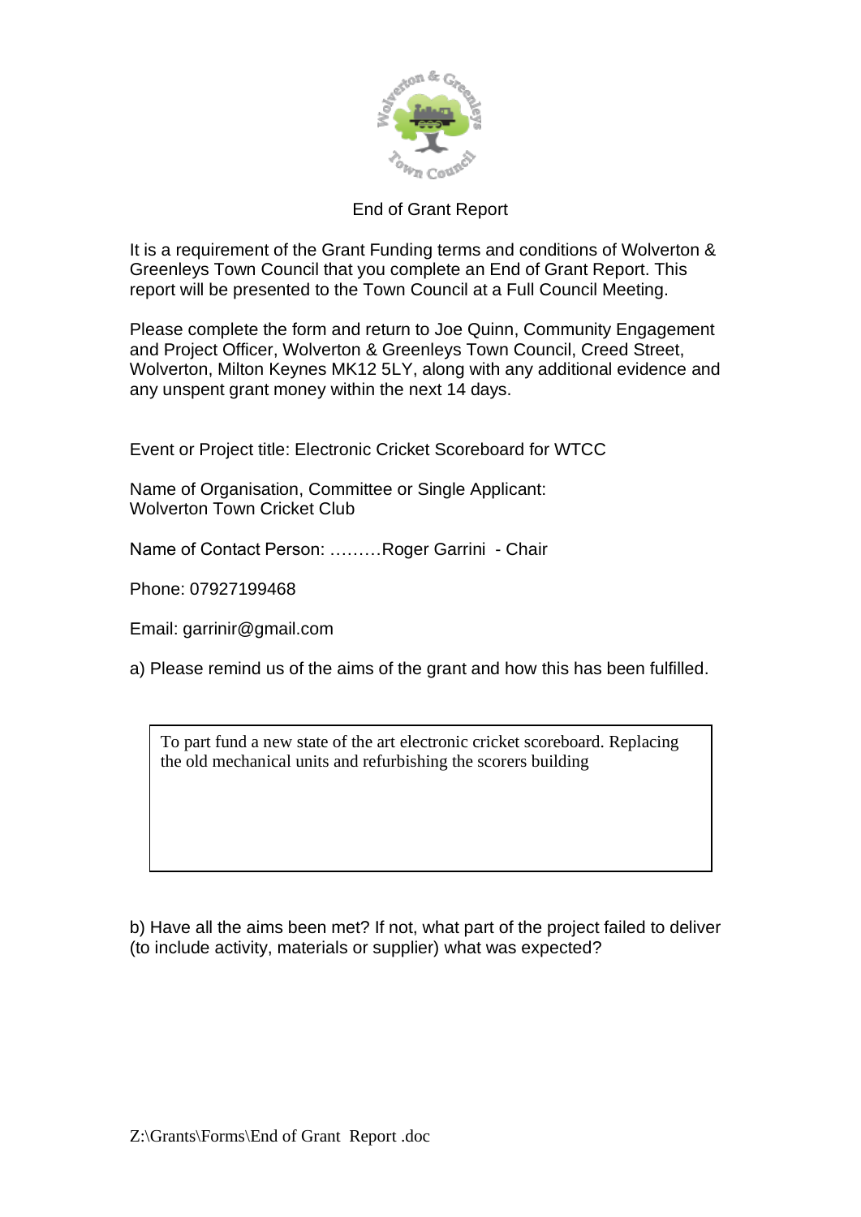# End of Grant Report

It is a requirement of the Grant Funding terms and conditions of Wolverton & Greenleys Town Council that you complete an End of Grant Report. This report will be presented to the Town Council at a Full Council Meeting.

Please complete the form and return to Joe Quinn, Community Engagement and Project Officer, Wolverton & Greenleys Town Council, Creed Street, Wolverton, Milton Keynes MK12 5LY, along with any additional evidence and any unspent grant money within the next 14 days.

Event or Project title: Electronic Cricket Scoreboard for WTCC

Name of Organisation, Committee or Single Applicant:
Wolverton Town Cricket Club

Name of Contact Person: ………Roger Garrini - Chair

Phone: 07927199468

Email: garrinir@gmail.com

a) Please remind us of the aims of the grant and how this has been fulfilled.

> To part fund a new state of the art electronic cricket scoreboard. Replacing the old mechanical units and refurbishing the scorers building

b) Have all the aims been met? If not, what part of the project failed to deliver (to include activity, materials or supplier) what was expected?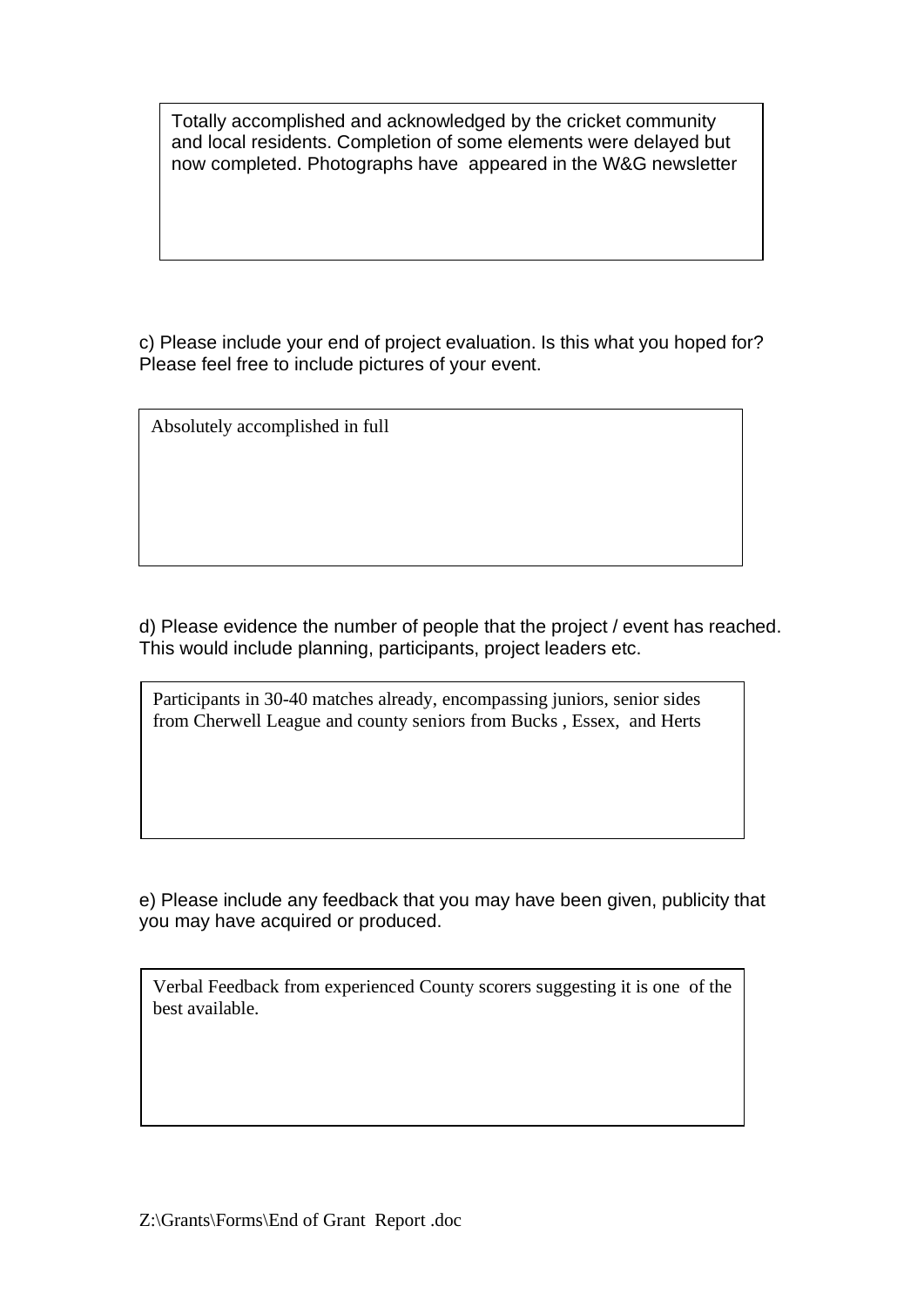Totally accomplished and acknowledged by the cricket community and local residents. Completion of some elements were delayed but now completed. Photographs have appeared in the W&G newsletter

c) Please include your end of project evaluation. Is this what you hoped for? Please feel free to include pictures of your event.

Absolutely accomplished in full

d) Please evidence the number of people that the project / event has reached. This would include planning, participants, project leaders etc.

Participants in 30-40 matches already, encompassing juniors, senior sides from Cherwell League and county seniors from Bucks , Essex, and Herts

e) Please include any feedback that you may have been given, publicity that you may have acquired or produced.

Verbal Feedback from experienced County scorers suggesting it is one of the best available.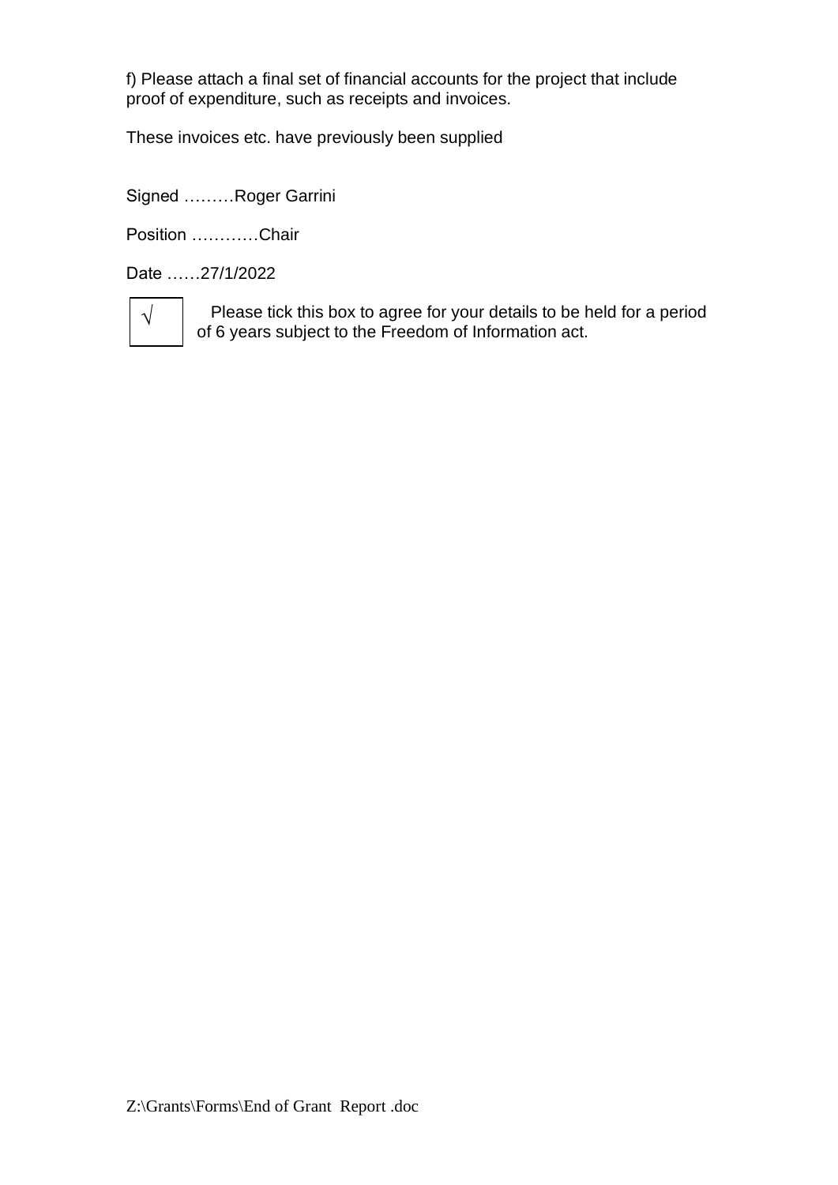f) Please attach a final set of financial accounts for the project that include proof of expenditure, such as receipts and invoices.

These invoices etc. have previously been supplied

Signed ………Roger Garrini

Position …………Chair

Date ……27/1/2022

√ Please tick this box to agree for your details to be held for a period of 6 years subject to the Freedom of Information act.

Z:\Grants\Forms\End of Grant Report .doc